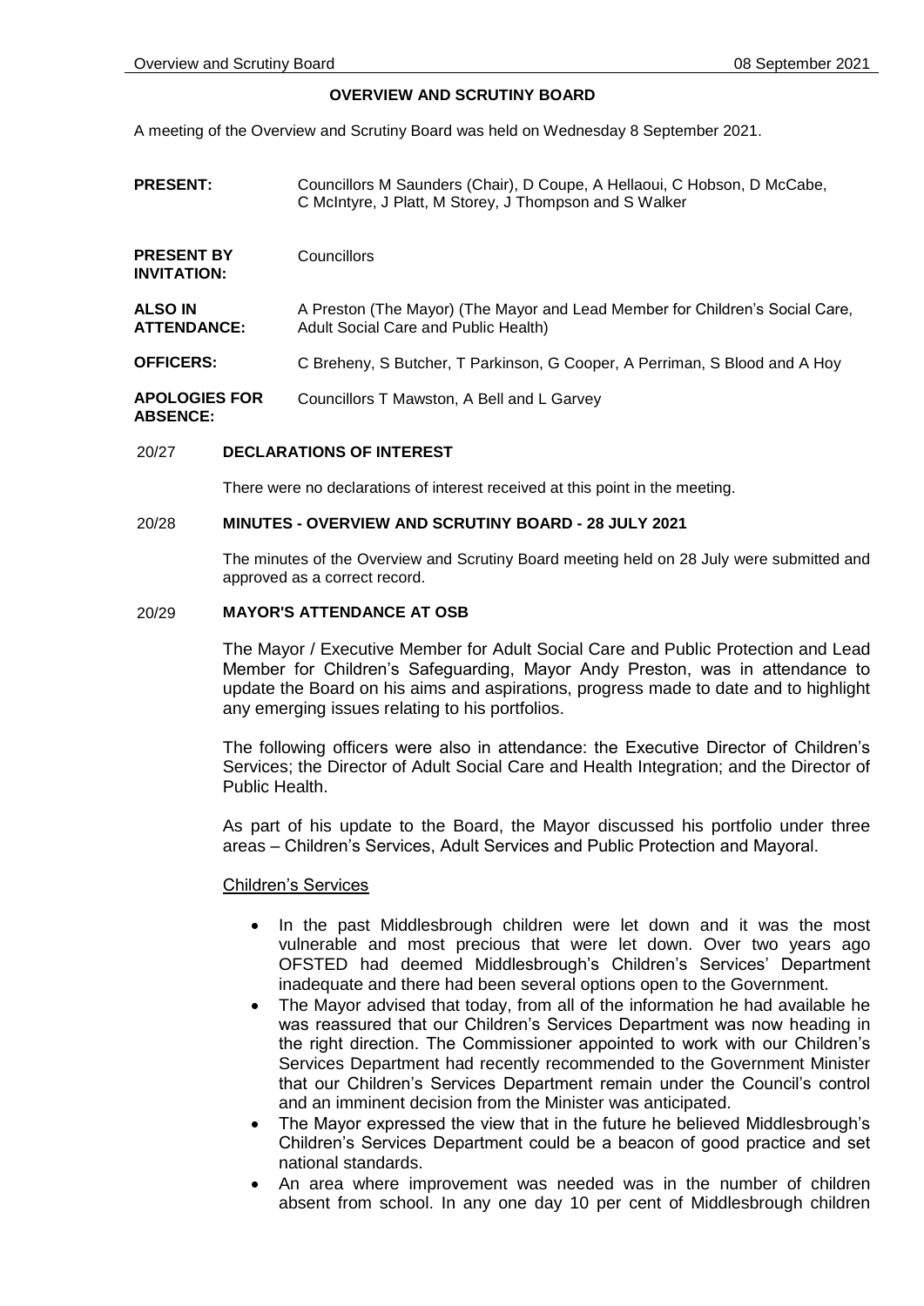# OVERVIEW AND SCRUTINY BOARD

A meeting of the Overview and Scrutiny Board was held on Wednesday 8 September 2021.

| | |
|---|---|
| **PRESENT:** | Councillors M Saunders (Chair), D Coupe, A Hellaoui, C Hobson, D McCabe, C McIntyre, J Platt, M Storey, J Thompson and S Walker |
| **PRESENT BY INVITATION:** | Councillors |
| **ALSO IN ATTENDANCE:** | A Preston (The Mayor) (The Mayor and Lead Member for Children's Social Care, Adult Social Care and Public Health) |
| **OFFICERS:** | C Breheny, S Butcher, T Parkinson, G Cooper, A Perriman, S Blood and A Hoy |
| **APOLOGIES FOR ABSENCE:** | Councillors T Mawston, A Bell and L Garvey |

## 20/27 DECLARATIONS OF INTEREST

There were no declarations of interest received at this point in the meeting.

## 20/28 MINUTES - OVERVIEW AND SCRUTINY BOARD - 28 JULY 2021

The minutes of the Overview and Scrutiny Board meeting held on 28 July were submitted and approved as a correct record.

## 20/29 MAYOR'S ATTENDANCE AT OSB

The Mayor / Executive Member for Adult Social Care and Public Protection and Lead Member for Children's Safeguarding, Mayor Andy Preston, was in attendance to update the Board on his aims and aspirations, progress made to date and to highlight any emerging issues relating to his portfolios.

The following officers were also in attendance: the Executive Director of Children's Services; the Director of Adult Social Care and Health Integration; and the Director of Public Health.

As part of his update to the Board, the Mayor discussed his portfolio under three areas – Children's Services, Adult Services and Public Protection and Mayoral.

Children's Services

- In the past Middlesbrough children were let down and it was the most vulnerable and most precious that were let down. Over two years ago OFSTED had deemed Middlesbrough's Children's Services' Department inadequate and there had been several options open to the Government.
- The Mayor advised that today, from all of the information he had available he was reassured that our Children's Services Department was now heading in the right direction. The Commissioner appointed to work with our Children's Services Department had recently recommended to the Government Minister that our Children's Services Department remain under the Council's control and an imminent decision from the Minister was anticipated.
- The Mayor expressed the view that in the future he believed Middlesbrough's Children's Services Department could be a beacon of good practice and set national standards.
- An area where improvement was needed was in the number of children absent from school. In any one day 10 per cent of Middlesbrough children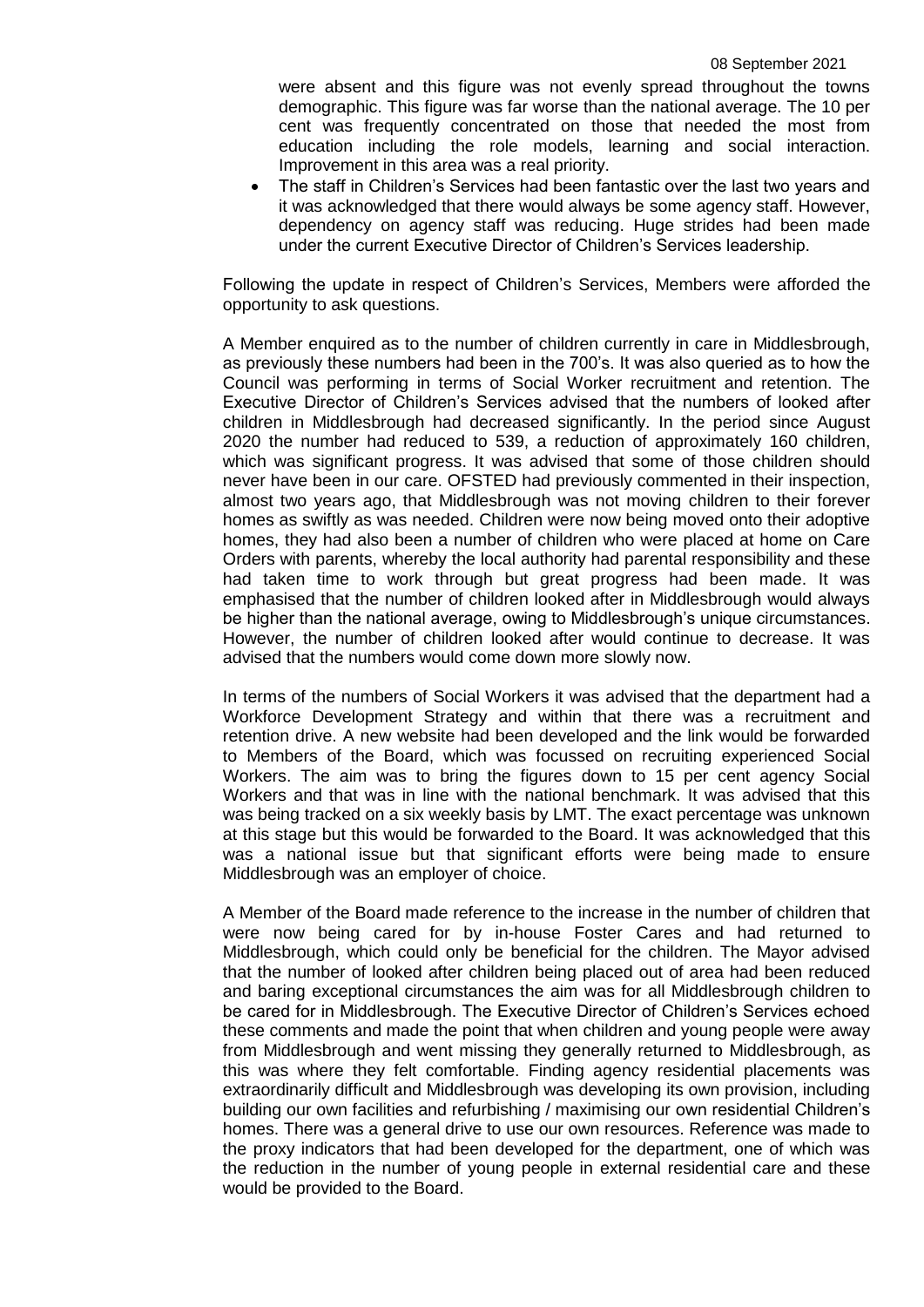were absent and this figure was not evenly spread throughout the towns demographic. This figure was far worse than the national average. The 10 per cent was frequently concentrated on those that needed the most from education including the role models, learning and social interaction. Improvement in this area was a real priority.

- The staff in Children's Services had been fantastic over the last two years and it was acknowledged that there would always be some agency staff. However, dependency on agency staff was reducing. Huge strides had been made under the current Executive Director of Children's Services leadership.

Following the update in respect of Children's Services, Members were afforded the opportunity to ask questions.

A Member enquired as to the number of children currently in care in Middlesbrough, as previously these numbers had been in the 700's. It was also queried as to how the Council was performing in terms of Social Worker recruitment and retention. The Executive Director of Children's Services advised that the numbers of looked after children in Middlesbrough had decreased significantly. In the period since August 2020 the number had reduced to 539, a reduction of approximately 160 children, which was significant progress. It was advised that some of those children should never have been in our care. OFSTED had previously commented in their inspection, almost two years ago, that Middlesbrough was not moving children to their forever homes as swiftly as was needed. Children were now being moved onto their adoptive homes, they had also been a number of children who were placed at home on Care Orders with parents, whereby the local authority had parental responsibility and these had taken time to work through but great progress had been made. It was emphasised that the number of children looked after in Middlesbrough would always be higher than the national average, owing to Middlesbrough's unique circumstances. However, the number of children looked after would continue to decrease. It was advised that the numbers would come down more slowly now.

In terms of the numbers of Social Workers it was advised that the department had a Workforce Development Strategy and within that there was a recruitment and retention drive. A new website had been developed and the link would be forwarded to Members of the Board, which was focussed on recruiting experienced Social Workers. The aim was to bring the figures down to 15 per cent agency Social Workers and that was in line with the national benchmark. It was advised that this was being tracked on a six weekly basis by LMT. The exact percentage was unknown at this stage but this would be forwarded to the Board. It was acknowledged that this was a national issue but that significant efforts were being made to ensure Middlesbrough was an employer of choice.

A Member of the Board made reference to the increase in the number of children that were now being cared for by in-house Foster Cares and had returned to Middlesbrough, which could only be beneficial for the children. The Mayor advised that the number of looked after children being placed out of area had been reduced and baring exceptional circumstances the aim was for all Middlesbrough children to be cared for in Middlesbrough. The Executive Director of Children's Services echoed these comments and made the point that when children and young people were away from Middlesbrough and went missing they generally returned to Middlesbrough, as this was where they felt comfortable. Finding agency residential placements was extraordinarily difficult and Middlesbrough was developing its own provision, including building our own facilities and refurbishing / maximising our own residential Children's homes. There was a general drive to use our own resources. Reference was made to the proxy indicators that had been developed for the department, one of which was the reduction in the number of young people in external residential care and these would be provided to the Board.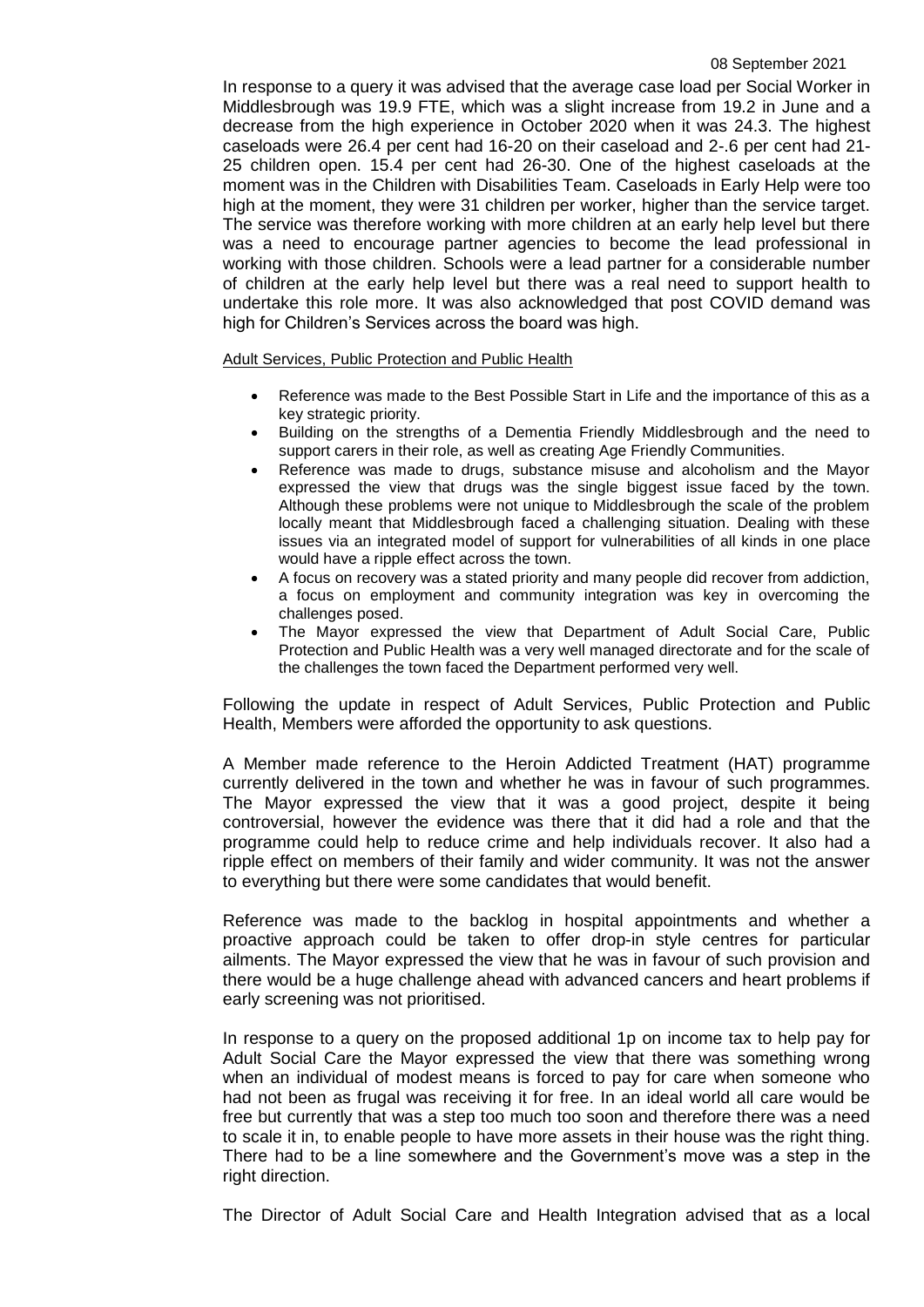In response to a query it was advised that the average case load per Social Worker in Middlesbrough was 19.9 FTE, which was a slight increase from 19.2 in June and a decrease from the high experience in October 2020 when it was 24.3. The highest caseloads were 26.4 per cent had 16-20 on their caseload and 2-.6 per cent had 21-25 children open. 15.4 per cent had 26-30. One of the highest caseloads at the moment was in the Children with Disabilities Team. Caseloads in Early Help were too high at the moment, they were 31 children per worker, higher than the service target. The service was therefore working with more children at an early help level but there was a need to encourage partner agencies to become the lead professional in working with those children. Schools were a lead partner for a considerable number of children at the early help level but there was a real need to support health to undertake this role more. It was also acknowledged that post COVID demand was high for Children's Services across the board was high.

Adult Services, Public Protection and Public Health

- Reference was made to the Best Possible Start in Life and the importance of this as a key strategic priority.
- Building on the strengths of a Dementia Friendly Middlesbrough and the need to support carers in their role, as well as creating Age Friendly Communities.
- Reference was made to drugs, substance misuse and alcoholism and the Mayor expressed the view that drugs was the single biggest issue faced by the town. Although these problems were not unique to Middlesbrough the scale of the problem locally meant that Middlesbrough faced a challenging situation. Dealing with these issues via an integrated model of support for vulnerabilities of all kinds in one place would have a ripple effect across the town.
- A focus on recovery was a stated priority and many people did recover from addiction, a focus on employment and community integration was key in overcoming the challenges posed.
- The Mayor expressed the view that Department of Adult Social Care, Public Protection and Public Health was a very well managed directorate and for the scale of the challenges the town faced the Department performed very well.

Following the update in respect of Adult Services, Public Protection and Public Health, Members were afforded the opportunity to ask questions.

A Member made reference to the Heroin Addicted Treatment (HAT) programme currently delivered in the town and whether he was in favour of such programmes. The Mayor expressed the view that it was a good project, despite it being controversial, however the evidence was there that it did had a role and that the programme could help to reduce crime and help individuals recover. It also had a ripple effect on members of their family and wider community. It was not the answer to everything but there were some candidates that would benefit.

Reference was made to the backlog in hospital appointments and whether a proactive approach could be taken to offer drop-in style centres for particular ailments. The Mayor expressed the view that he was in favour of such provision and there would be a huge challenge ahead with advanced cancers and heart problems if early screening was not prioritised.

In response to a query on the proposed additional 1p on income tax to help pay for Adult Social Care the Mayor expressed the view that there was something wrong when an individual of modest means is forced to pay for care when someone who had not been as frugal was receiving it for free. In an ideal world all care would be free but currently that was a step too much too soon and therefore there was a need to scale it in, to enable people to have more assets in their house was the right thing. There had to be a line somewhere and the Government's move was a step in the right direction.

The Director of Adult Social Care and Health Integration advised that as a local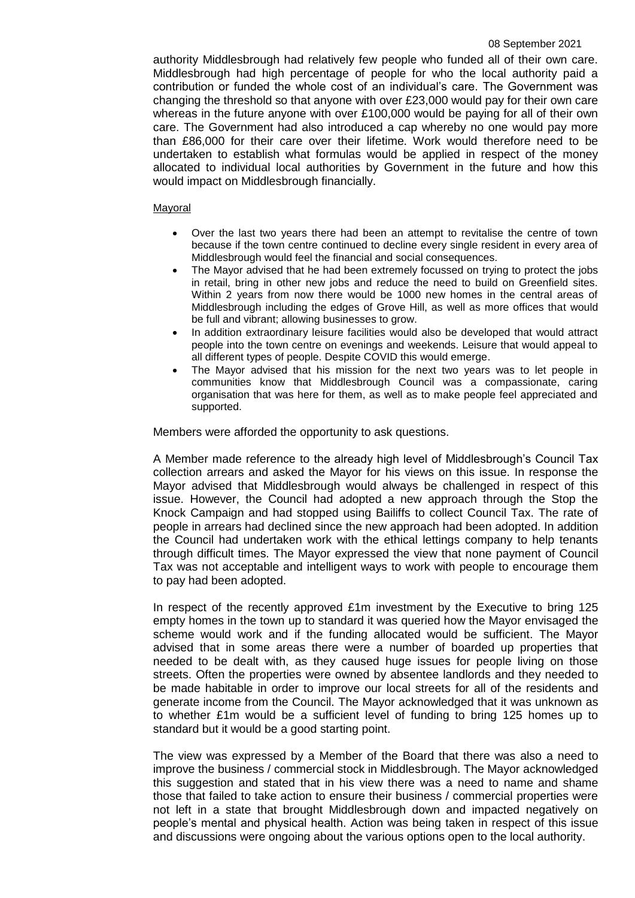authority Middlesbrough had relatively few people who funded all of their own care. Middlesbrough had high percentage of people for who the local authority paid a contribution or funded the whole cost of an individual's care. The Government was changing the threshold so that anyone with over £23,000 would pay for their own care whereas in the future anyone with over £100,000 would be paying for all of their own care. The Government had also introduced a cap whereby no one would pay more than £86,000 for their care over their lifetime. Work would therefore need to be undertaken to establish what formulas would be applied in respect of the money allocated to individual local authorities by Government in the future and how this would impact on Middlesbrough financially.

Mayoral

- Over the last two years there had been an attempt to revitalise the centre of town because if the town centre continued to decline every single resident in every area of Middlesbrough would feel the financial and social consequences.
- The Mayor advised that he had been extremely focussed on trying to protect the jobs in retail, bring in other new jobs and reduce the need to build on Greenfield sites. Within 2 years from now there would be 1000 new homes in the central areas of Middlesbrough including the edges of Grove Hill, as well as more offices that would be full and vibrant; allowing businesses to grow.
- In addition extraordinary leisure facilities would also be developed that would attract people into the town centre on evenings and weekends. Leisure that would appeal to all different types of people. Despite COVID this would emerge.
- The Mayor advised that his mission for the next two years was to let people in communities know that Middlesbrough Council was a compassionate, caring organisation that was here for them, as well as to make people feel appreciated and supported.

Members were afforded the opportunity to ask questions.

A Member made reference to the already high level of Middlesbrough's Council Tax collection arrears and asked the Mayor for his views on this issue. In response the Mayor advised that Middlesbrough would always be challenged in respect of this issue. However, the Council had adopted a new approach through the Stop the Knock Campaign and had stopped using Bailiffs to collect Council Tax. The rate of people in arrears had declined since the new approach had been adopted. In addition the Council had undertaken work with the ethical lettings company to help tenants through difficult times. The Mayor expressed the view that none payment of Council Tax was not acceptable and intelligent ways to work with people to encourage them to pay had been adopted.

In respect of the recently approved £1m investment by the Executive to bring 125 empty homes in the town up to standard it was queried how the Mayor envisaged the scheme would work and if the funding allocated would be sufficient. The Mayor advised that in some areas there were a number of boarded up properties that needed to be dealt with, as they caused huge issues for people living on those streets. Often the properties were owned by absentee landlords and they needed to be made habitable in order to improve our local streets for all of the residents and generate income from the Council. The Mayor acknowledged that it was unknown as to whether £1m would be a sufficient level of funding to bring 125 homes up to standard but it would be a good starting point.

The view was expressed by a Member of the Board that there was also a need to improve the business / commercial stock in Middlesbrough. The Mayor acknowledged this suggestion and stated that in his view there was a need to name and shame those that failed to take action to ensure their business / commercial properties were not left in a state that brought Middlesbrough down and impacted negatively on people's mental and physical health. Action was being taken in respect of this issue and discussions were ongoing about the various options open to the local authority.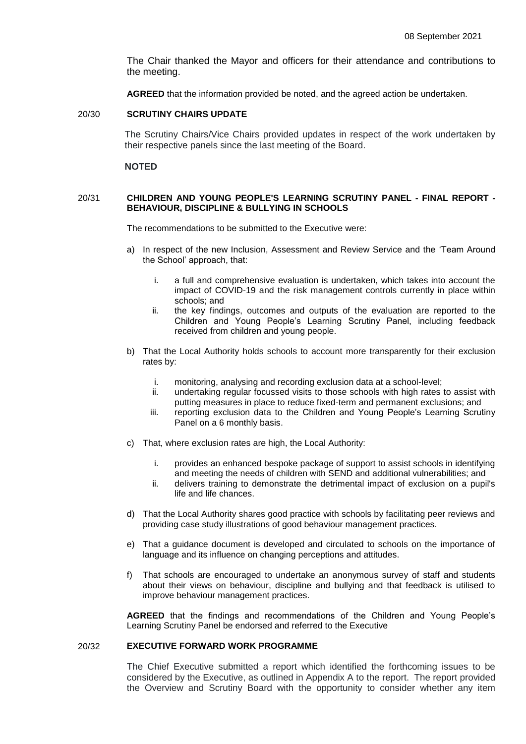The Chair thanked the Mayor and officers for their attendance and contributions to the meeting.

**AGREED** that the information provided be noted, and the agreed action be undertaken.

## 20/30 SCRUTINY CHAIRS UPDATE

The Scrutiny Chairs/Vice Chairs provided updates in respect of the work undertaken by their respective panels since the last meeting of the Board.

**NOTED**

## 20/31 CHILDREN AND YOUNG PEOPLE'S LEARNING SCRUTINY PANEL - FINAL REPORT - BEHAVIOUR, DISCIPLINE & BULLYING IN SCHOOLS

The recommendations to be submitted to the Executive were:

a) In respect of the new Inclusion, Assessment and Review Service and the 'Team Around the School' approach, that:

   i. a full and comprehensive evaluation is undertaken, which takes into account the impact of COVID-19 and the risk management controls currently in place within schools; and
   
   ii. the key findings, outcomes and outputs of the evaluation are reported to the Children and Young People's Learning Scrutiny Panel, including feedback received from children and young people.

b) That the Local Authority holds schools to account more transparently for their exclusion rates by:

   i. monitoring, analysing and recording exclusion data at a school-level;
   
   ii. undertaking regular focussed visits to those schools with high rates to assist with putting measures in place to reduce fixed-term and permanent exclusions; and
   
   iii. reporting exclusion data to the Children and Young People's Learning Scrutiny Panel on a 6 monthly basis.

c) That, where exclusion rates are high, the Local Authority:

   i. provides an enhanced bespoke package of support to assist schools in identifying and meeting the needs of children with SEND and additional vulnerabilities; and
   
   ii. delivers training to demonstrate the detrimental impact of exclusion on a pupil's life and life chances.

d) That the Local Authority shares good practice with schools by facilitating peer reviews and providing case study illustrations of good behaviour management practices.

e) That a guidance document is developed and circulated to schools on the importance of language and its influence on changing perceptions and attitudes.

f) That schools are encouraged to undertake an anonymous survey of staff and students about their views on behaviour, discipline and bullying and that feedback is utilised to improve behaviour management practices.

**AGREED** that the findings and recommendations of the Children and Young People's Learning Scrutiny Panel be endorsed and referred to the Executive

## 20/32 EXECUTIVE FORWARD WORK PROGRAMME

The Chief Executive submitted a report which identified the forthcoming issues to be considered by the Executive, as outlined in Appendix A to the report. The report provided the Overview and Scrutiny Board with the opportunity to consider whether any item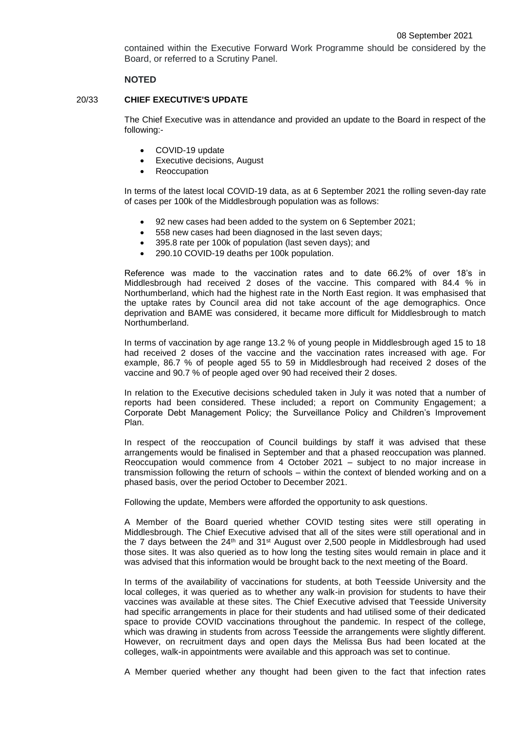contained within the Executive Forward Work Programme should be considered by the Board, or referred to a Scrutiny Panel.

**NOTED**

**20/33 CHIEF EXECUTIVE'S UPDATE**

The Chief Executive was in attendance and provided an update to the Board in respect of the following:-

- COVID-19 update
- Executive decisions, August
- Reoccupation

In terms of the latest local COVID-19 data, as at 6 September 2021 the rolling seven-day rate of cases per 100k of the Middlesbrough population was as follows:

- 92 new cases had been added to the system on 6 September 2021;
- 558 new cases had been diagnosed in the last seven days;
- 395.8 rate per 100k of population (last seven days); and
- 290.10 COVID-19 deaths per 100k population.

Reference was made to the vaccination rates and to date 66.2% of over 18's in Middlesbrough had received 2 doses of the vaccine. This compared with 84.4 % in Northumberland, which had the highest rate in the North East region. It was emphasised that the uptake rates by Council area did not take account of the age demographics. Once deprivation and BAME was considered, it became more difficult for Middlesbrough to match Northumberland.

In terms of vaccination by age range 13.2 % of young people in Middlesbrough aged 15 to 18 had received 2 doses of the vaccine and the vaccination rates increased with age. For example, 86.7 % of people aged 55 to 59 in Middlesbrough had received 2 doses of the vaccine and 90.7 % of people aged over 90 had received their 2 doses.

In relation to the Executive decisions scheduled taken in July it was noted that a number of reports had been considered. These included; a report on Community Engagement; a Corporate Debt Management Policy; the Surveillance Policy and Children's Improvement Plan.

In respect of the reoccupation of Council buildings by staff it was advised that these arrangements would be finalised in September and that a phased reoccupation was planned. Reoccupation would commence from 4 October 2021 – subject to no major increase in transmission following the return of schools – within the context of blended working and on a phased basis, over the period October to December 2021.

Following the update, Members were afforded the opportunity to ask questions.

A Member of the Board queried whether COVID testing sites were still operating in Middlesbrough. The Chief Executive advised that all of the sites were still operational and in the 7 days between the 24th and 31st August over 2,500 people in Middlesbrough had used those sites. It was also queried as to how long the testing sites would remain in place and it was advised that this information would be brought back to the next meeting of the Board.

In terms of the availability of vaccinations for students, at both Teesside University and the local colleges, it was queried as to whether any walk-in provision for students to have their vaccines was available at these sites. The Chief Executive advised that Teesside University had specific arrangements in place for their students and had utilised some of their dedicated space to provide COVID vaccinations throughout the pandemic. In respect of the college, which was drawing in students from across Teesside the arrangements were slightly different. However, on recruitment days and open days the Melissa Bus had been located at the colleges, walk-in appointments were available and this approach was set to continue.

A Member queried whether any thought had been given to the fact that infection rates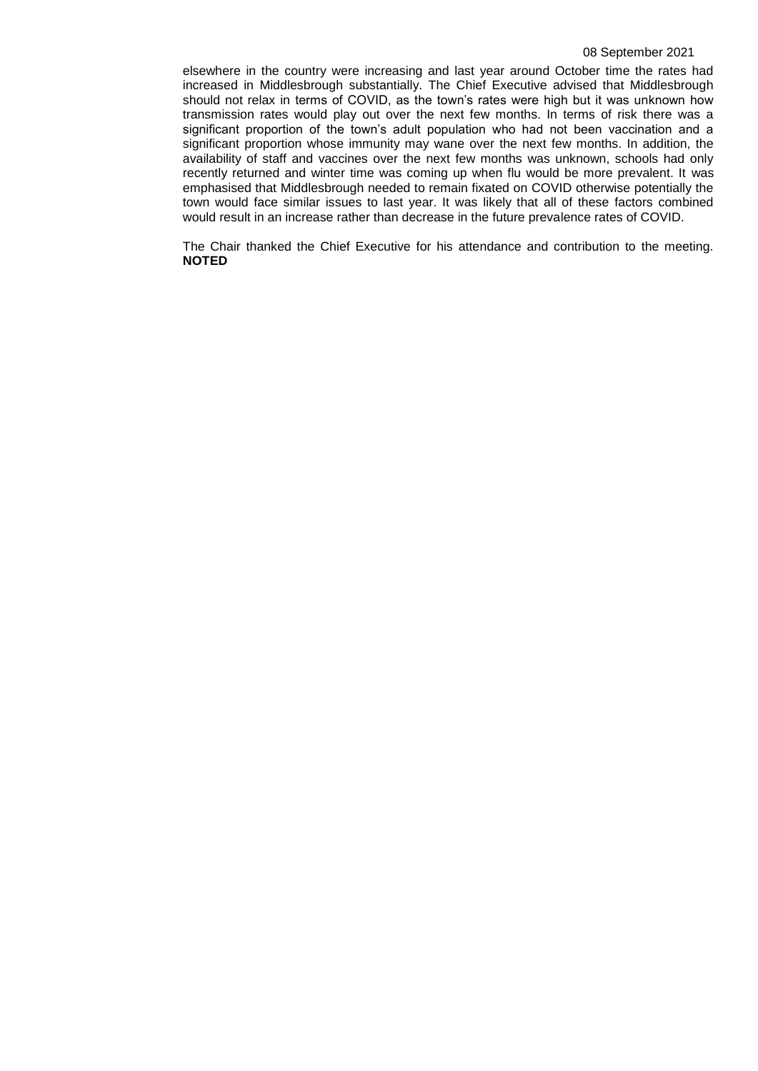elsewhere in the country were increasing and last year around October time the rates had increased in Middlesbrough substantially. The Chief Executive advised that Middlesbrough should not relax in terms of COVID, as the town's rates were high but it was unknown how transmission rates would play out over the next few months. In terms of risk there was a significant proportion of the town's adult population who had not been vaccination and a significant proportion whose immunity may wane over the next few months. In addition, the availability of staff and vaccines over the next few months was unknown, schools had only recently returned and winter time was coming up when flu would be more prevalent. It was emphasised that Middlesbrough needed to remain fixated on COVID otherwise potentially the town would face similar issues to last year. It was likely that all of these factors combined would result in an increase rather than decrease in the future prevalence rates of COVID.

The Chair thanked the Chief Executive for his attendance and contribution to the meeting. **NOTED**